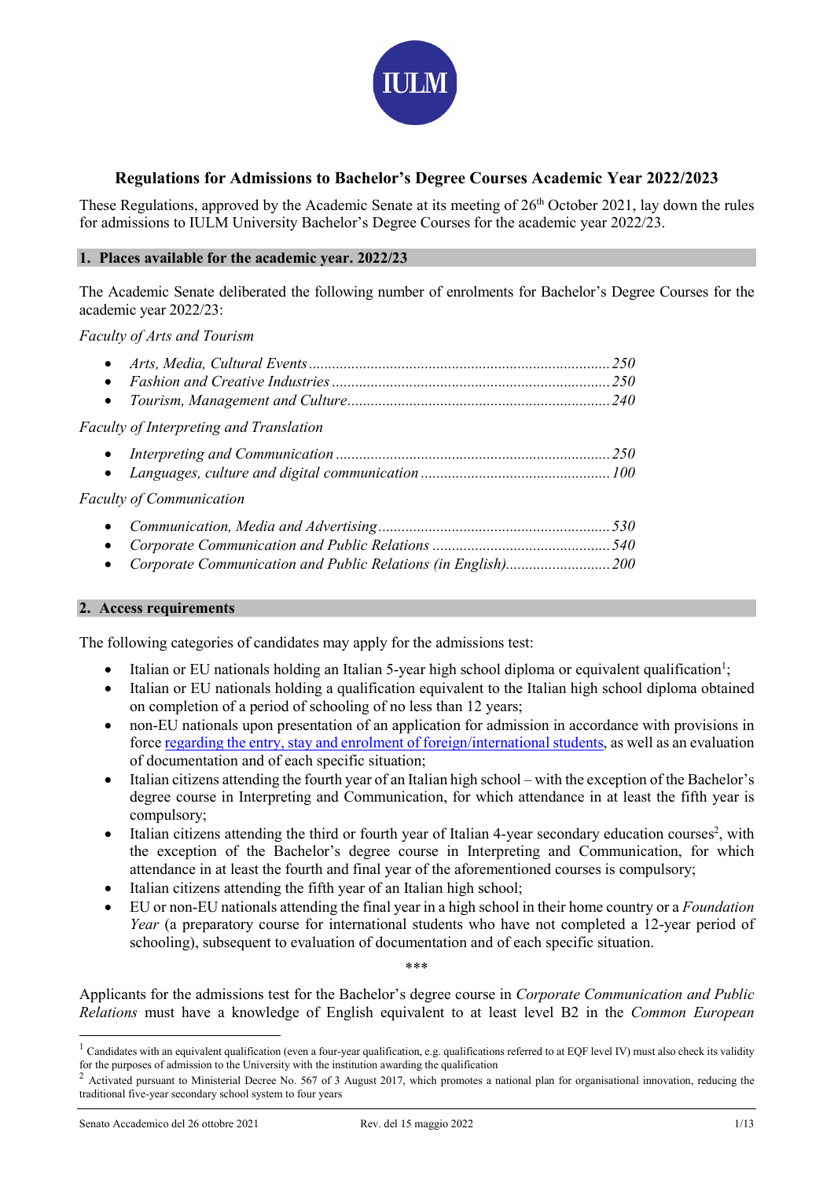# Regulations for Admissions to Bachelor's Degree Courses Academic Year 2022/2023

These Regulations, approved by the Academic Senate at its meeting of 26th October 2021, lay down the rules for admissions to IULM University Bachelor's Degree Courses for the academic year 2022/23.

## 1. Places available for the academic year. 2022/23

The Academic Senate deliberated the following number of enrolments for Bachelor's Degree Courses for the academic year 2022/23:

*Faculty of Arts and Tourism*

- *Arts, Media, Cultural Events* .......... 250
- *Fashion and Creative Industries* .......... 250
- *Tourism, Management and Culture* .......... 240

*Faculty of Interpreting and Translation*

- *Interpreting and Communication* .......... 250
- *Languages, culture and digital communication* .......... 100

*Faculty of Communication*

- *Communication, Media and Advertising* .......... 530
- *Corporate Communication and Public Relations* .......... 540
- *Corporate Communication and Public Relations (in English)* .......... 200

## 2. Access requirements

The following categories of candidates may apply for the admissions test:

- Italian or EU nationals holding an Italian 5-year high school diploma or equivalent qualification[1];
- Italian or EU nationals holding a qualification equivalent to the Italian high school diploma obtained on completion of a period of schooling of no less than 12 years;
- non-EU nationals upon presentation of an application for admission in accordance with provisions in force [regarding the entry, stay and enrolment of foreign/international students](), as well as an evaluation of documentation and of each specific situation;
- Italian citizens attending the fourth year of an Italian high school – with the exception of the Bachelor's degree course in Interpreting and Communication, for which attendance in at least the fifth year is compulsory;
- Italian citizens attending the third or fourth year of Italian 4-year secondary education courses[2], with the exception of the Bachelor's degree course in Interpreting and Communication, for which attendance in at least the fourth and final year of the aforementioned courses is compulsory;
- Italian citizens attending the fifth year of an Italian high school;
- EU or non-EU nationals attending the final year in a high school in their home country or a *Foundation Year* (a preparatory course for international students who have not completed a 12-year period of schooling), subsequent to evaluation of documentation and of each specific situation.

\*\*\*

Applicants for the admissions test for the Bachelor's degree course in *Corporate Communication and Public Relations* must have a knowledge of English equivalent to at least level B2 in the *Common European*

---

[1] Candidates with an equivalent qualification (even a four-year qualification, e.g. qualifications referred to at EQF level IV) must also check its validity for the purposes of admission to the University with the institution awarding the qualification

[2] Activated pursuant to Ministerial Decree No. 567 of 3 August 2017, which promotes a national plan for organisational innovation, reducing the traditional five-year secondary school system to four years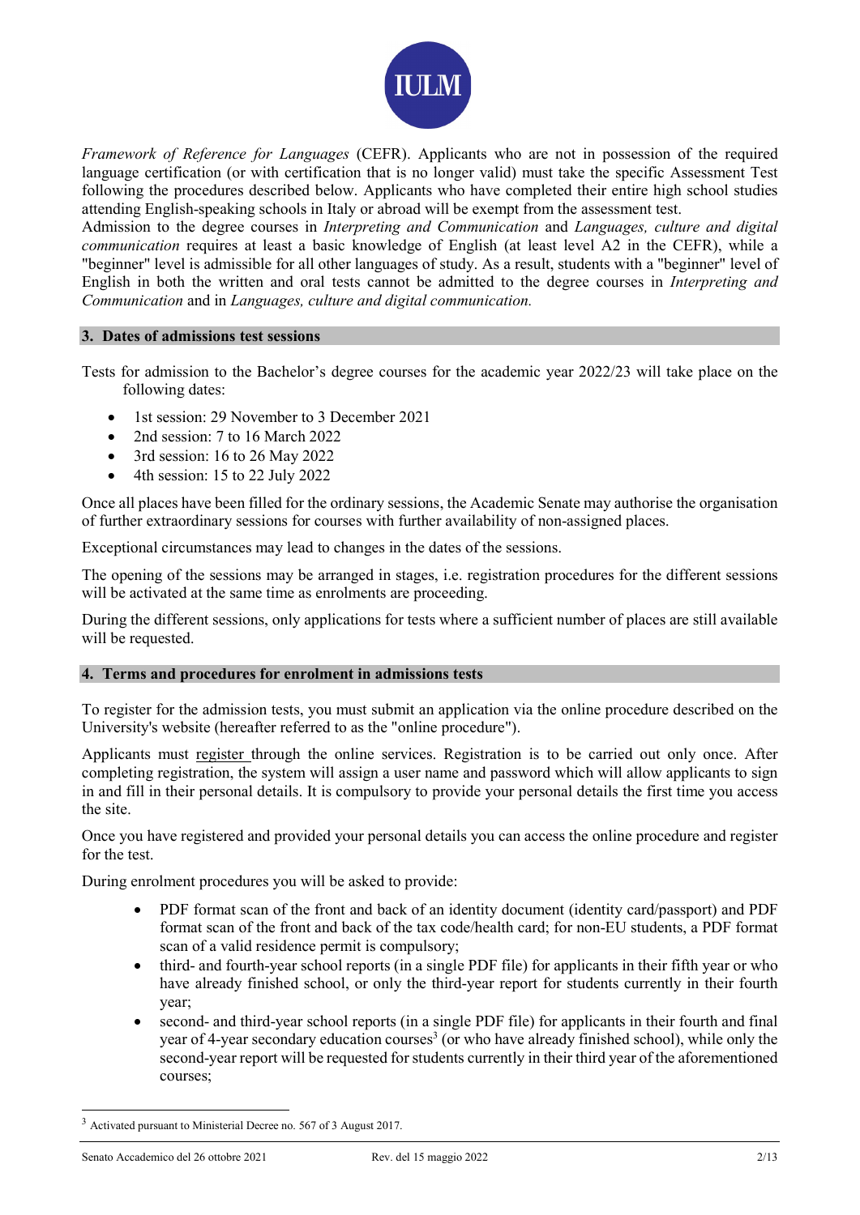*Framework of Reference for Languages* (CEFR). Applicants who are not in possession of the required language certification (or with certification that is no longer valid) must take the specific Assessment Test following the procedures described below. Applicants who have completed their entire high school studies attending English-speaking schools in Italy or abroad will be exempt from the assessment test.
Admission to the degree courses in *Interpreting and Communication* and *Languages, culture and digital communication* requires at least a basic knowledge of English (at least level A2 in the CEFR), while a "beginner" level is admissible for all other languages of study. As a result, students with a "beginner" level of English in both the written and oral tests cannot be admitted to the degree courses in *Interpreting and Communication* and in *Languages, culture and digital communication.*

## 3. Dates of admissions test sessions

Tests for admission to the Bachelor's degree courses for the academic year 2022/23 will take place on the following dates:

- 1st session: 29 November to 3 December 2021
- 2nd session: 7 to 16 March 2022
- 3rd session: 16 to 26 May 2022
- 4th session: 15 to 22 July 2022

Once all places have been filled for the ordinary sessions, the Academic Senate may authorise the organisation of further extraordinary sessions for courses with further availability of non-assigned places.

Exceptional circumstances may lead to changes in the dates of the sessions.

The opening of the sessions may be arranged in stages, i.e. registration procedures for the different sessions will be activated at the same time as enrolments are proceeding.

During the different sessions, only applications for tests where a sufficient number of places are still available will be requested.

## 4. Terms and procedures for enrolment in admissions tests

To register for the admission tests, you must submit an application via the online procedure described on the University's website (hereafter referred to as the "online procedure").

Applicants must register through the online services. Registration is to be carried out only once. After completing registration, the system will assign a user name and password which will allow applicants to sign in and fill in their personal details. It is compulsory to provide your personal details the first time you access the site.

Once you have registered and provided your personal details you can access the online procedure and register for the test.

During enrolment procedures you will be asked to provide:

- PDF format scan of the front and back of an identity document (identity card/passport) and PDF format scan of the front and back of the tax code/health card; for non-EU students, a PDF format scan of a valid residence permit is compulsory;
- third- and fourth-year school reports (in a single PDF file) for applicants in their fifth year or who have already finished school, or only the third-year report for students currently in their fourth year;
- second- and third-year school reports (in a single PDF file) for applicants in their fourth and final year of 4-year secondary education courses[3] (or who have already finished school), while only the second-year report will be requested for students currently in their third year of the aforementioned courses;

[3] Activated pursuant to Ministerial Decree no. 567 of 3 August 2017.

Senato Accademico del 26 ottobre 2021 Rev. del 15 maggio 2022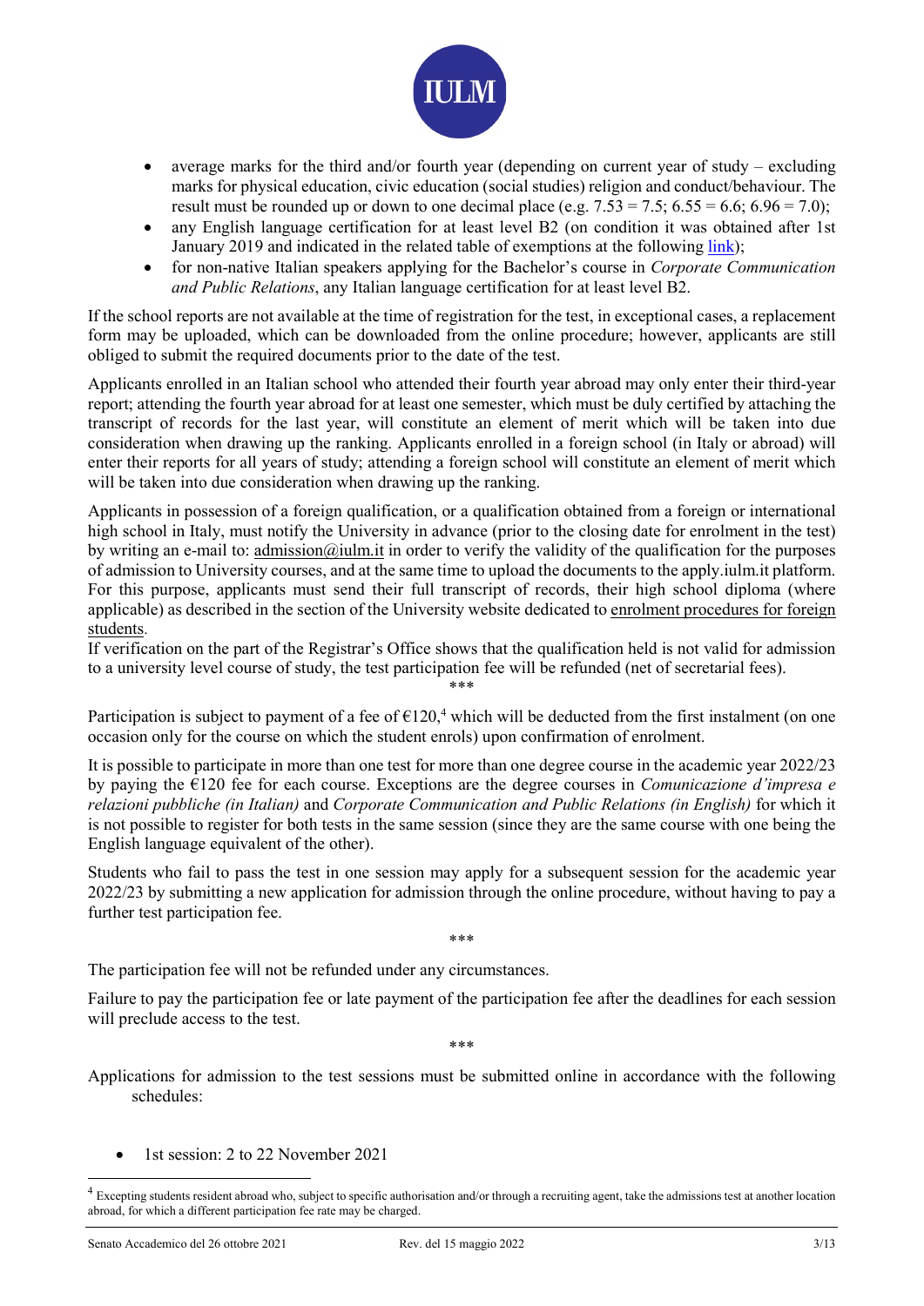- average marks for the third and/or fourth year (depending on current year of study – excluding marks for physical education, civic education (social studies) religion and conduct/behaviour. The result must be rounded up or down to one decimal place (e.g. 7.53 = 7.5; 6.55 = 6.6; 6.96 = 7.0);
- any English language certification for at least level B2 (on condition it was obtained after 1st January 2019 and indicated in the related table of exemptions at the following link);
- for non-native Italian speakers applying for the Bachelor's course in *Corporate Communication and Public Relations*, any Italian language certification for at least level B2.

If the school reports are not available at the time of registration for the test, in exceptional cases, a replacement form may be uploaded, which can be downloaded from the online procedure; however, applicants are still obliged to submit the required documents prior to the date of the test.

Applicants enrolled in an Italian school who attended their fourth year abroad may only enter their third-year report; attending the fourth year abroad for at least one semester, which must be duly certified by attaching the transcript of records for the last year, will constitute an element of merit which will be taken into due consideration when drawing up the ranking. Applicants enrolled in a foreign school (in Italy or abroad) will enter their reports for all years of study; attending a foreign school will constitute an element of merit which will be taken into due consideration when drawing up the ranking.

Applicants in possession of a foreign qualification, or a qualification obtained from a foreign or international high school in Italy, must notify the University in advance (prior to the closing date for enrolment in the test) by writing an e-mail to: admission@iulm.it in order to verify the validity of the qualification for the purposes of admission to University courses, and at the same time to upload the documents to the apply.iulm.it platform. For this purpose, applicants must send their full transcript of records, their high school diploma (where applicable) as described in the section of the University website dedicated to enrolment procedures for foreign students.

If verification on the part of the Registrar's Office shows that the qualification held is not valid for admission to a university level course of study, the test participation fee will be refunded (net of secretarial fees).

\*\*\*

Participation is subject to payment of a fee of €120,[4] which will be deducted from the first instalment (on one occasion only for the course on which the student enrols) upon confirmation of enrolment.

It is possible to participate in more than one test for more than one degree course in the academic year 2022/23 by paying the €120 fee for each course. Exceptions are the degree courses in *Comunicazione d'impresa e relazioni pubbliche (in Italian)* and *Corporate Communication and Public Relations (in English)* for which it is not possible to register for both tests in the same session (since they are the same course with one being the English language equivalent of the other).

Students who fail to pass the test in one session may apply for a subsequent session for the academic year 2022/23 by submitting a new application for admission through the online procedure, without having to pay a further test participation fee.

\*\*\*

The participation fee will not be refunded under any circumstances.

Failure to pay the participation fee or late payment of the participation fee after the deadlines for each session will preclude access to the test.

\*\*\*

Applications for admission to the test sessions must be submitted online in accordance with the following schedules:

- 1st session: 2 to 22 November 2021

[4] Excepting students resident abroad who, subject to specific authorisation and/or through a recruiting agent, take the admissions test at another location abroad, for which a different participation fee rate may be charged.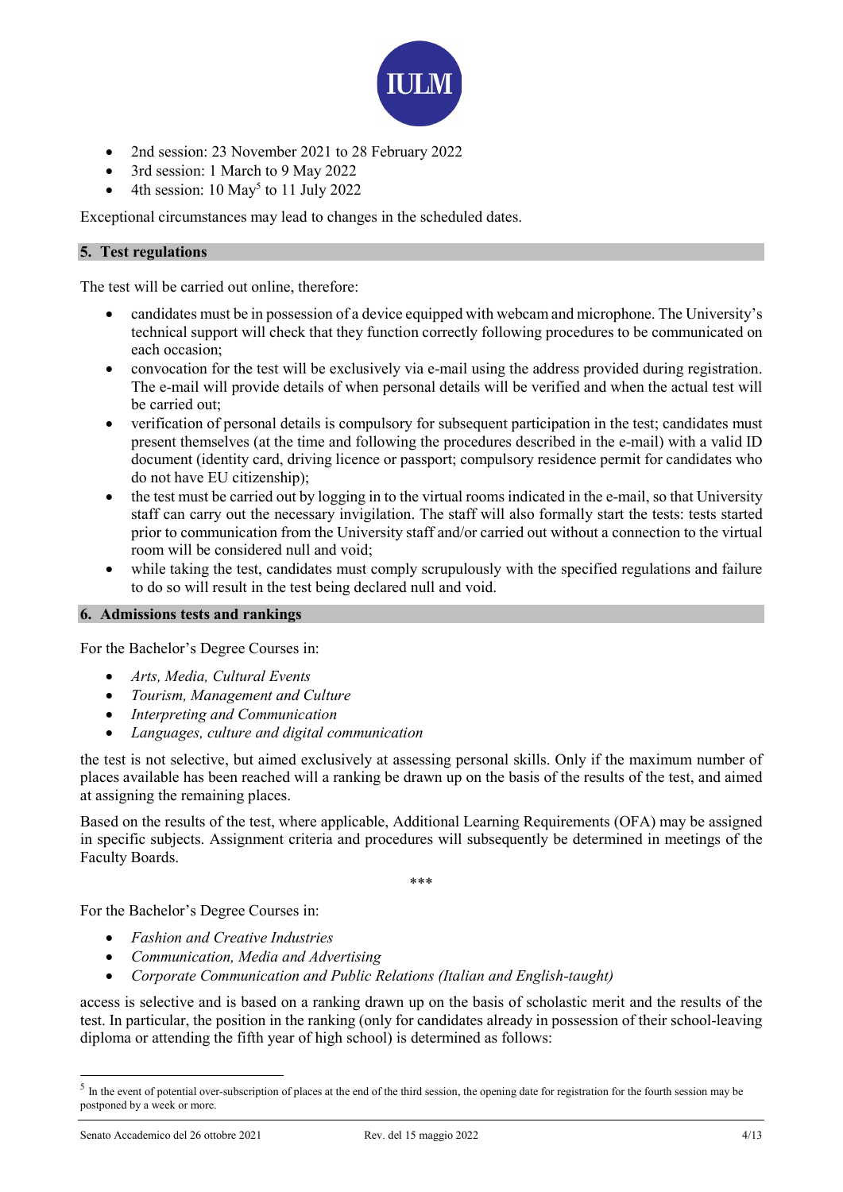- 2nd session: 23 November 2021 to 28 February 2022
- 3rd session: 1 March to 9 May 2022
- 4th session: 10 May[5] to 11 July 2022

Exceptional circumstances may lead to changes in the scheduled dates.

## 5. Test regulations

The test will be carried out online, therefore:

- candidates must be in possession of a device equipped with webcam and microphone. The University's technical support will check that they function correctly following procedures to be communicated on each occasion;
- convocation for the test will be exclusively via e-mail using the address provided during registration. The e-mail will provide details of when personal details will be verified and when the actual test will be carried out;
- verification of personal details is compulsory for subsequent participation in the test; candidates must present themselves (at the time and following the procedures described in the e-mail) with a valid ID document (identity card, driving licence or passport; compulsory residence permit for candidates who do not have EU citizenship);
- the test must be carried out by logging in to the virtual rooms indicated in the e-mail, so that University staff can carry out the necessary invigilation. The staff will also formally start the tests: tests started prior to communication from the University staff and/or carried out without a connection to the virtual room will be considered null and void;
- while taking the test, candidates must comply scrupulously with the specified regulations and failure to do so will result in the test being declared null and void.

## 6. Admissions tests and rankings

For the Bachelor's Degree Courses in:

- *Arts, Media, Cultural Events*
- *Tourism, Management and Culture*
- *Interpreting and Communication*
- *Languages, culture and digital communication*

the test is not selective, but aimed exclusively at assessing personal skills. Only if the maximum number of places available has been reached will a ranking be drawn up on the basis of the results of the test, and aimed at assigning the remaining places.

Based on the results of the test, where applicable, Additional Learning Requirements (OFA) may be assigned in specific subjects. Assignment criteria and procedures will subsequently be determined in meetings of the Faculty Boards.

\*\*\*

For the Bachelor's Degree Courses in:

- *Fashion and Creative Industries*
- *Communication, Media and Advertising*
- *Corporate Communication and Public Relations (Italian and English-taught)*

access is selective and is based on a ranking drawn up on the basis of scholastic merit and the results of the test. In particular, the position in the ranking (only for candidates already in possession of their school-leaving diploma or attending the fifth year of high school) is determined as follows:

---

[5] In the event of potential over-subscription of places at the end of the third session, the opening date for registration for the fourth session may be postponed by a week or more.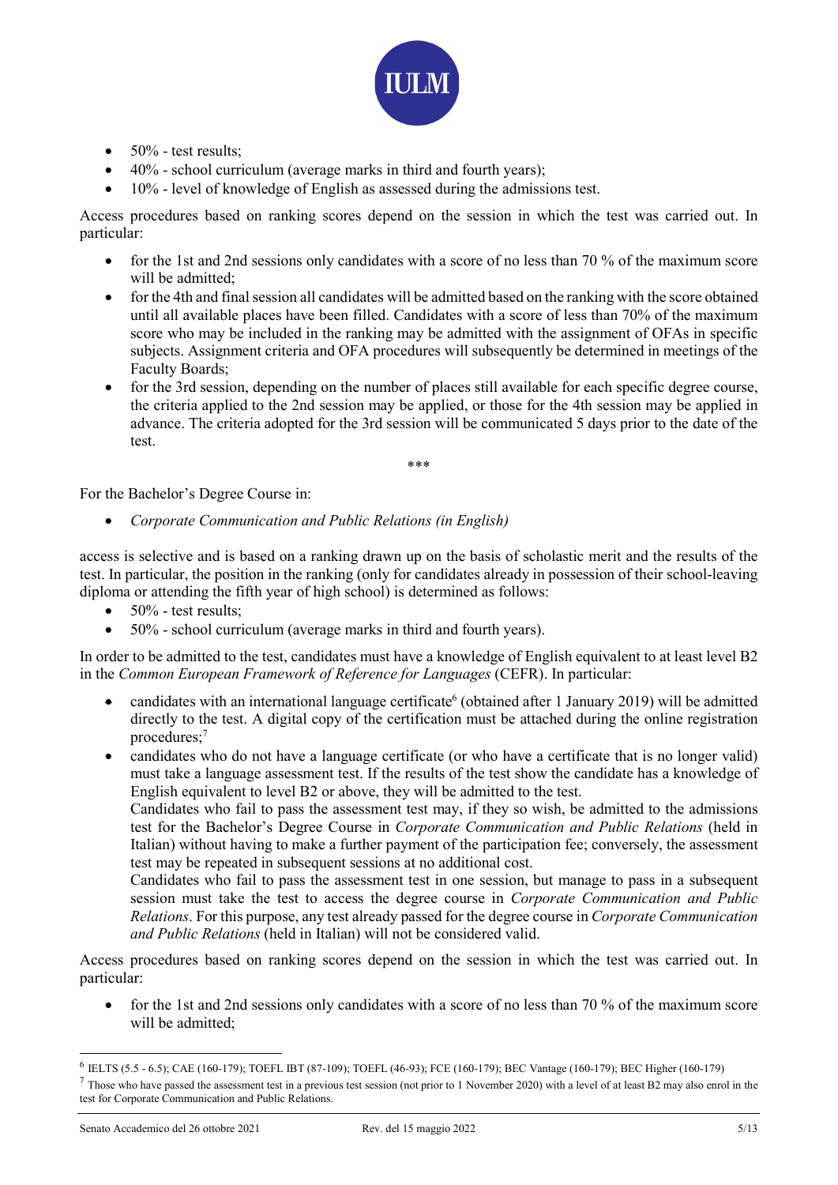- 50% - test results;
- 40% - school curriculum (average marks in third and fourth years);
- 10% - level of knowledge of English as assessed during the admissions test.

Access procedures based on ranking scores depend on the session in which the test was carried out. In particular:

- for the 1st and 2nd sessions only candidates with a score of no less than 70 % of the maximum score will be admitted;
- for the 4th and final session all candidates will be admitted based on the ranking with the score obtained until all available places have been filled. Candidates with a score of less than 70% of the maximum score who may be included in the ranking may be admitted with the assignment of OFAs in specific subjects. Assignment criteria and OFA procedures will subsequently be determined in meetings of the Faculty Boards;
- for the 3rd session, depending on the number of places still available for each specific degree course, the criteria applied to the 2nd session may be applied, or those for the 4th session may be applied in advance. The criteria adopted for the 3rd session will be communicated 5 days prior to the date of the test.

***

For the Bachelor's Degree Course in:

- *Corporate Communication and Public Relations (in English)*

access is selective and is based on a ranking drawn up on the basis of scholastic merit and the results of the test. In particular, the position in the ranking (only for candidates already in possession of their school-leaving diploma or attending the fifth year of high school) is determined as follows:

- 50% - test results;
- 50% - school curriculum (average marks in third and fourth years).

In order to be admitted to the test, candidates must have a knowledge of English equivalent to at least level B2 in the *Common European Framework of Reference for Languages* (CEFR). In particular:

- candidates with an international language certificate[6] (obtained after 1 January 2019) will be admitted directly to the test. A digital copy of the certification must be attached during the online registration procedures;[7]
- candidates who do not have a language certificate (or who have a certificate that is no longer valid) must take a language assessment test. If the results of the test show the candidate has a knowledge of English equivalent to level B2 or above, they will be admitted to the test.
  Candidates who fail to pass the assessment test may, if they so wish, be admitted to the admissions test for the Bachelor's Degree Course in *Corporate Communication and Public Relations* (held in Italian) without having to make a further payment of the participation fee; conversely, the assessment test may be repeated in subsequent sessions at no additional cost.
  Candidates who fail to pass the assessment test in one session, but manage to pass in a subsequent session must take the test to access the degree course in *Corporate Communication and Public Relations*. For this purpose, any test already passed for the degree course in *Corporate Communication and Public Relations* (held in Italian) will not be considered valid.

Access procedures based on ranking scores depend on the session in which the test was carried out. In particular:

- for the 1st and 2nd sessions only candidates with a score of no less than 70 % of the maximum score will be admitted;

---

[6] IELTS (5.5 - 6.5); CAE (160-179); TOEFL IBT (87-109); TOEFL (46-93); FCE (160-179); BEC Vantage (160-179); BEC Higher (160-179)

[7] Those who have passed the assessment test in a previous test session (not prior to 1 November 2020) with a level of at least B2 may also enrol in the test for Corporate Communication and Public Relations.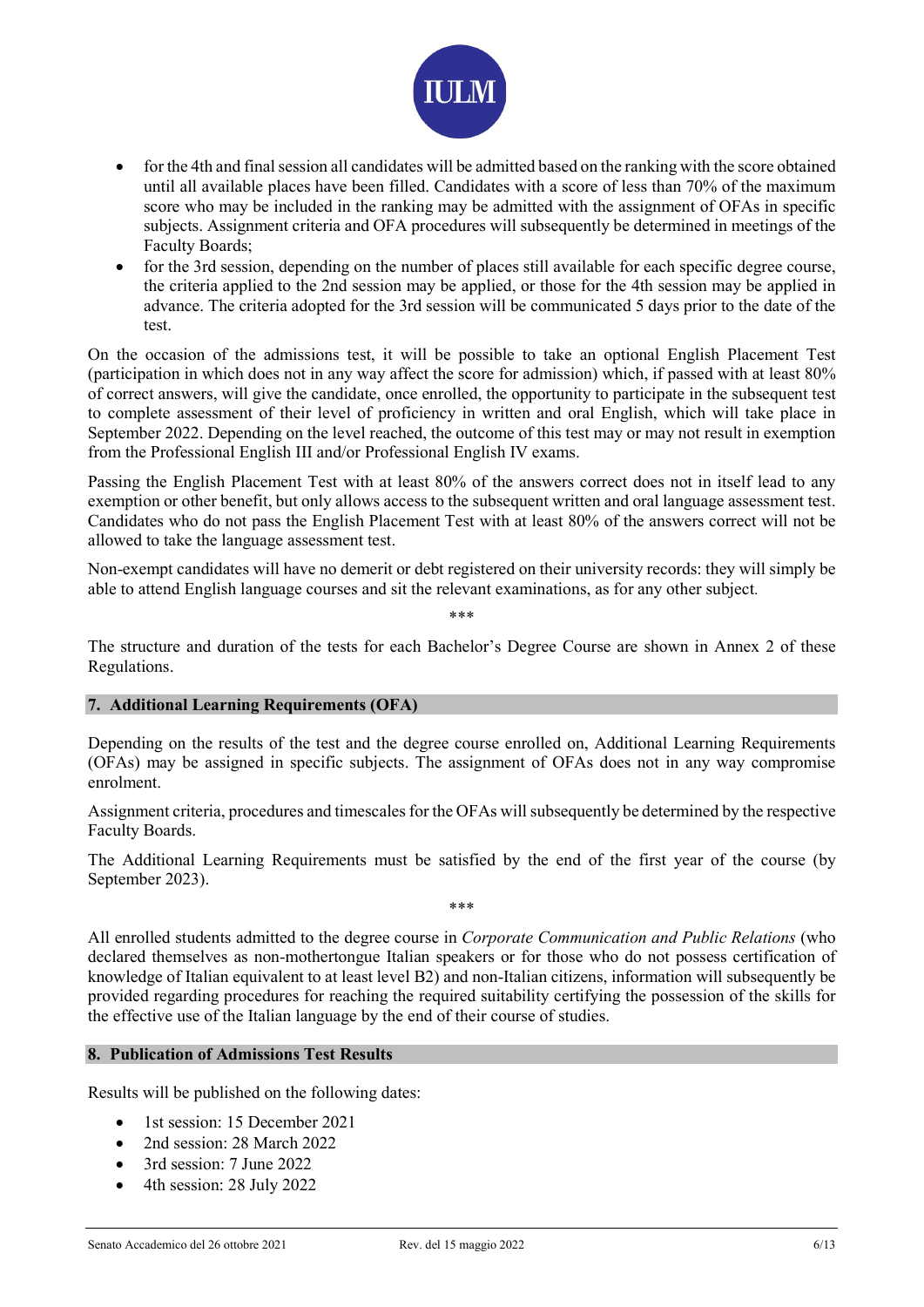- for the 4th and final session all candidates will be admitted based on the ranking with the score obtained until all available places have been filled. Candidates with a score of less than 70% of the maximum score who may be included in the ranking may be admitted with the assignment of OFAs in specific subjects. Assignment criteria and OFA procedures will subsequently be determined in meetings of the Faculty Boards;
- for the 3rd session, depending on the number of places still available for each specific degree course, the criteria applied to the 2nd session may be applied, or those for the 4th session may be applied in advance. The criteria adopted for the 3rd session will be communicated 5 days prior to the date of the test.

On the occasion of the admissions test, it will be possible to take an optional English Placement Test (participation in which does not in any way affect the score for admission) which, if passed with at least 80% of correct answers, will give the candidate, once enrolled, the opportunity to participate in the subsequent test to complete assessment of their level of proficiency in written and oral English, which will take place in September 2022. Depending on the level reached, the outcome of this test may or may not result in exemption from the Professional English III and/or Professional English IV exams.

Passing the English Placement Test with at least 80% of the answers correct does not in itself lead to any exemption or other benefit, but only allows access to the subsequent written and oral language assessment test. Candidates who do not pass the English Placement Test with at least 80% of the answers correct will not be allowed to take the language assessment test.

Non-exempt candidates will have no demerit or debt registered on their university records: they will simply be able to attend English language courses and sit the relevant examinations, as for any other subject.

***

The structure and duration of the tests for each Bachelor's Degree Course are shown in Annex 2 of these Regulations.

## 7. Additional Learning Requirements (OFA)

Depending on the results of the test and the degree course enrolled on, Additional Learning Requirements (OFAs) may be assigned in specific subjects. The assignment of OFAs does not in any way compromise enrolment.

Assignment criteria, procedures and timescales for the OFAs will subsequently be determined by the respective Faculty Boards.

The Additional Learning Requirements must be satisfied by the end of the first year of the course (by September 2023).

***

All enrolled students admitted to the degree course in *Corporate Communication and Public Relations* (who declared themselves as non-mothertongue Italian speakers or for those who do not possess certification of knowledge of Italian equivalent to at least level B2) and non-Italian citizens, information will subsequently be provided regarding procedures for reaching the required suitability certifying the possession of the skills for the effective use of the Italian language by the end of their course of studies.

## 8. Publication of Admissions Test Results

Results will be published on the following dates:

- 1st session: 15 December 2021
- 2nd session: 28 March 2022
- 3rd session: 7 June 2022
- 4th session: 28 July 2022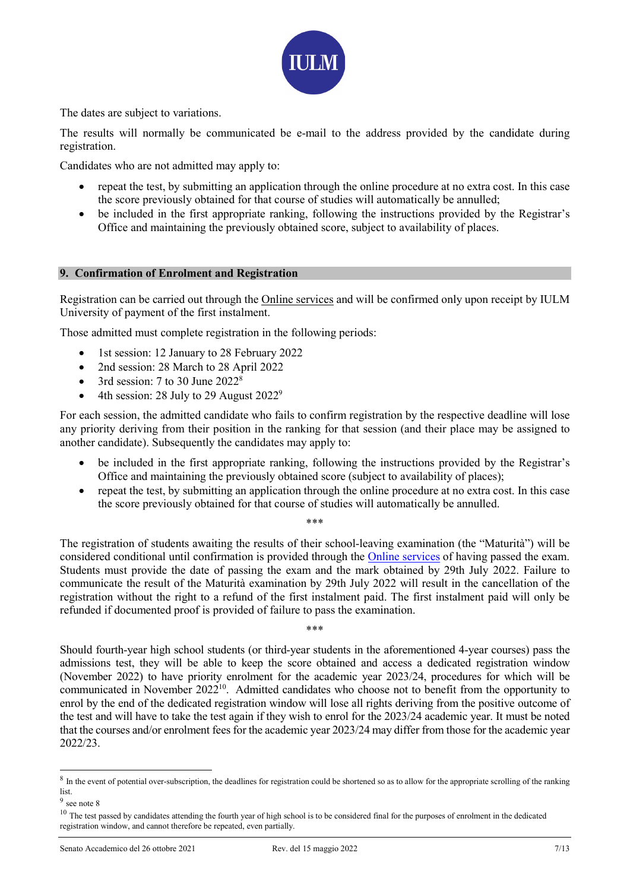The dates are subject to variations.

The results will normally be communicated be e-mail to the address provided by the candidate during registration.

Candidates who are not admitted may apply to:

- repeat the test, by submitting an application through the online procedure at no extra cost. In this case the score previously obtained for that course of studies will automatically be annulled;
- be included in the first appropriate ranking, following the instructions provided by the Registrar's Office and maintaining the previously obtained score, subject to availability of places.

## 9. Confirmation of Enrolment and Registration

Registration can be carried out through the Online services and will be confirmed only upon receipt by IULM University of payment of the first instalment.

Those admitted must complete registration in the following periods:

- 1st session: 12 January to 28 February 2022
- 2nd session: 28 March to 28 April 2022
- 3rd session: 7 to 30 June 2022[8]
- 4th session: 28 July to 29 August 2022[9]

For each session, the admitted candidate who fails to confirm registration by the respective deadline will lose any priority deriving from their position in the ranking for that session (and their place may be assigned to another candidate). Subsequently the candidates may apply to:

- be included in the first appropriate ranking, following the instructions provided by the Registrar's Office and maintaining the previously obtained score (subject to availability of places);
- repeat the test, by submitting an application through the online procedure at no extra cost. In this case the score previously obtained for that course of studies will automatically be annulled.

\*\*\*

The registration of students awaiting the results of their school-leaving examination (the "Maturità") will be considered conditional until confirmation is provided through the Online services of having passed the exam. Students must provide the date of passing the exam and the mark obtained by 29th July 2022. Failure to communicate the result of the Maturità examination by 29th July 2022 will result in the cancellation of the registration without the right to a refund of the first instalment paid. The first instalment paid will only be refunded if documented proof is provided of failure to pass the examination.

\*\*\*

Should fourth-year high school students (or third-year students in the aforementioned 4-year courses) pass the admissions test, they will be able to keep the score obtained and access a dedicated registration window (November 2022) to have priority enrolment for the academic year 2023/24, procedures for which will be communicated in November 2022[10]. Admitted candidates who choose not to benefit from the opportunity to enrol by the end of the dedicated registration window will lose all rights deriving from the positive outcome of the test and will have to take the test again if they wish to enrol for the 2023/24 academic year. It must be noted that the courses and/or enrolment fees for the academic year 2023/24 may differ from those for the academic year 2022/23.

---

[8] In the event of potential over-subscription, the deadlines for registration could be shortened so as to allow for the appropriate scrolling of the ranking list.

[9] see note 8

[10] The test passed by candidates attending the fourth year of high school is to be considered final for the purposes of enrolment in the dedicated registration window, and cannot therefore be repeated, even partially.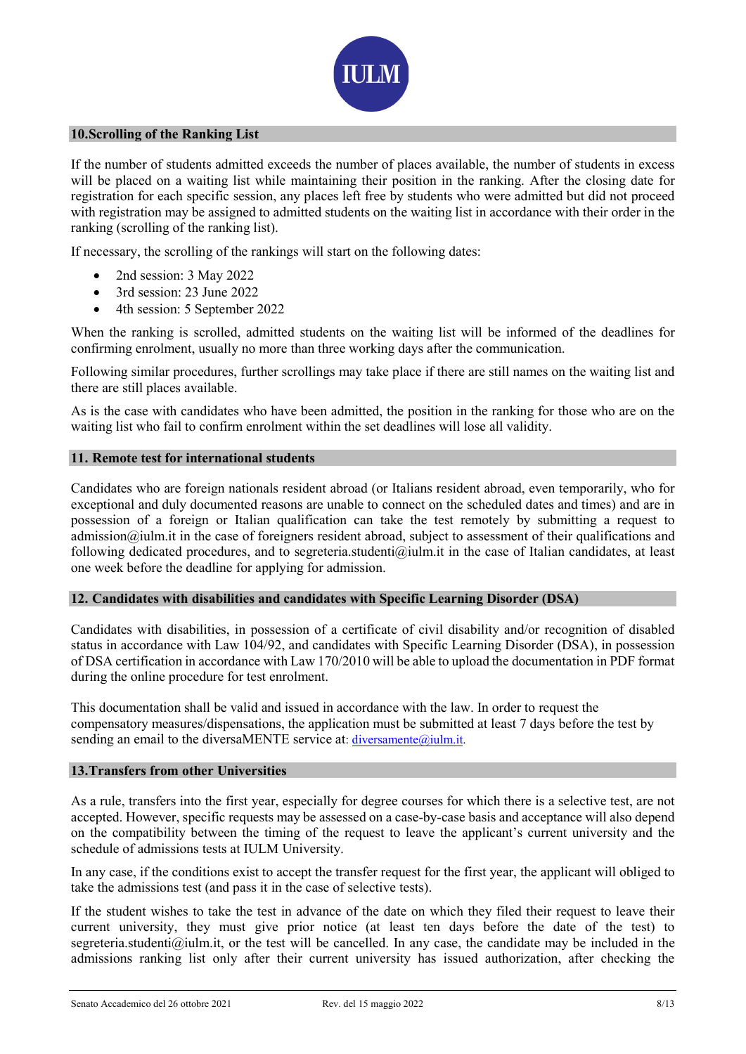## 10.Scrolling of the Ranking List

If the number of students admitted exceeds the number of places available, the number of students in excess will be placed on a waiting list while maintaining their position in the ranking. After the closing date for registration for each specific session, any places left free by students who were admitted but did not proceed with registration may be assigned to admitted students on the waiting list in accordance with their order in the ranking (scrolling of the ranking list).

If necessary, the scrolling of the rankings will start on the following dates:

- 2nd session: 3 May 2022
- 3rd session: 23 June 2022
- 4th session: 5 September 2022

When the ranking is scrolled, admitted students on the waiting list will be informed of the deadlines for confirming enrolment, usually no more than three working days after the communication.

Following similar procedures, further scrollings may take place if there are still names on the waiting list and there are still places available.

As is the case with candidates who have been admitted, the position in the ranking for those who are on the waiting list who fail to confirm enrolment within the set deadlines will lose all validity.

## 11. Remote test for international students

Candidates who are foreign nationals resident abroad (or Italians resident abroad, even temporarily, who for exceptional and duly documented reasons are unable to connect on the scheduled dates and times) and are in possession of a foreign or Italian qualification can take the test remotely by submitting a request to admission@iulm.it in the case of foreigners resident abroad, subject to assessment of their qualifications and following dedicated procedures, and to segreteria.studenti@iulm.it in the case of Italian candidates, at least one week before the deadline for applying for admission.

## 12. Candidates with disabilities and candidates with Specific Learning Disorder (DSA)

Candidates with disabilities, in possession of a certificate of civil disability and/or recognition of disabled status in accordance with Law 104/92, and candidates with Specific Learning Disorder (DSA), in possession of DSA certification in accordance with Law 170/2010 will be able to upload the documentation in PDF format during the online procedure for test enrolment.

This documentation shall be valid and issued in accordance with the law. In order to request the compensatory measures/dispensations, the application must be submitted at least 7 days before the test by sending an email to the diversaMENTE service at: diversamente@iulm.it.

## 13.Transfers from other Universities

As a rule, transfers into the first year, especially for degree courses for which there is a selective test, are not accepted. However, specific requests may be assessed on a case-by-case basis and acceptance will also depend on the compatibility between the timing of the request to leave the applicant's current university and the schedule of admissions tests at IULM University.

In any case, if the conditions exist to accept the transfer request for the first year, the applicant will obliged to take the admissions test (and pass it in the case of selective tests).

If the student wishes to take the test in advance of the date on which they filed their request to leave their current university, they must give prior notice (at least ten days before the date of the test) to segreteria.studenti@iulm.it, or the test will be cancelled. In any case, the candidate may be included in the admissions ranking list only after their current university has issued authorization, after checking the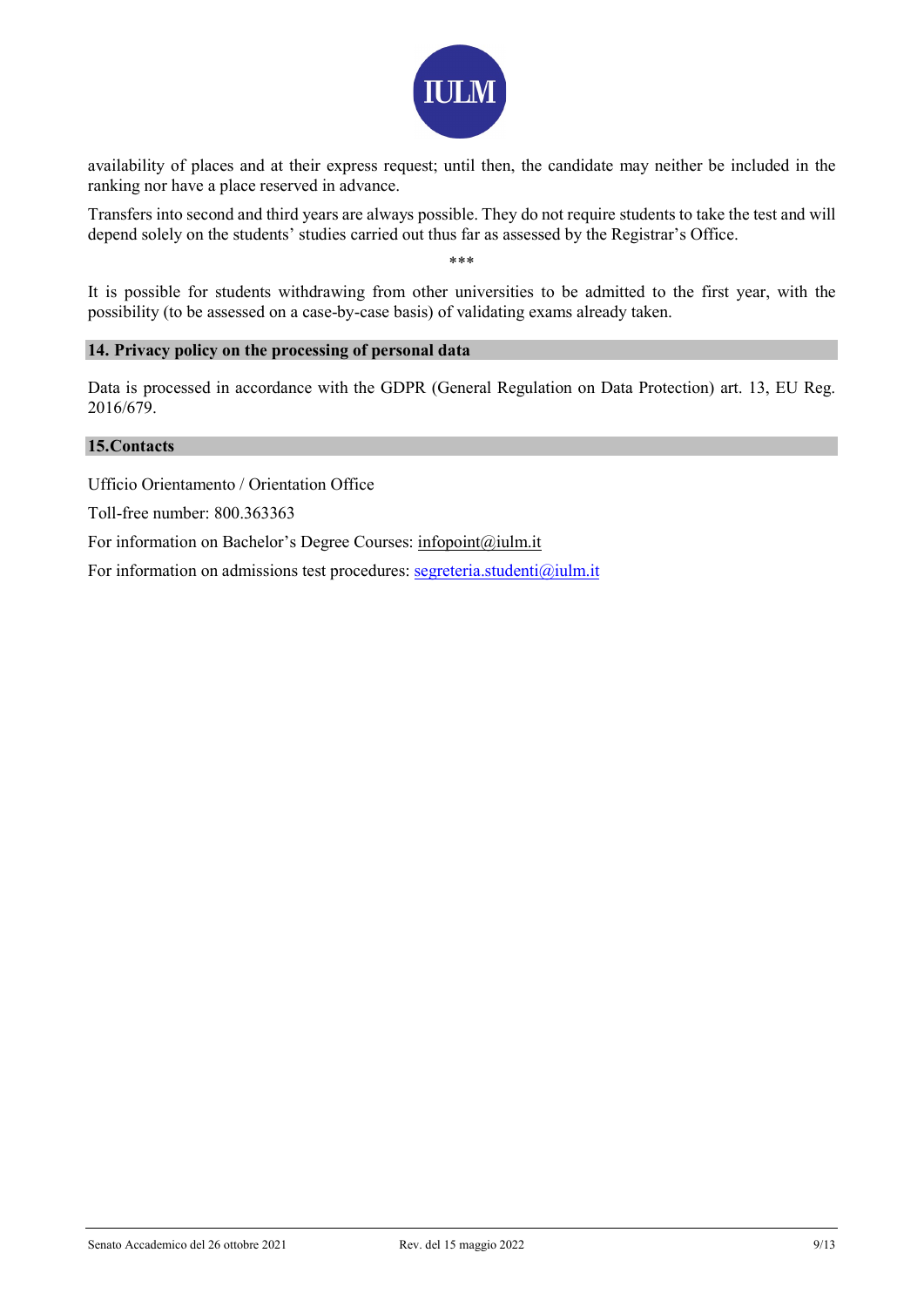availability of places and at their express request; until then, the candidate may neither be included in the ranking nor have a place reserved in advance.

Transfers into second and third years are always possible. They do not require students to take the test and will depend solely on the students' studies carried out thus far as assessed by the Registrar's Office.

***

It is possible for students withdrawing from other universities to be admitted to the first year, with the possibility (to be assessed on a case-by-case basis) of validating exams already taken.

## 14. Privacy policy on the processing of personal data

Data is processed in accordance with the GDPR (General Regulation on Data Protection) art. 13, EU Reg. 2016/679.

## 15.Contacts

Ufficio Orientamento / Orientation Office

Toll-free number: 800.363363

For information on Bachelor's Degree Courses: infopoint@iulm.it

For information on admissions test procedures: segreteria.studenti@iulm.it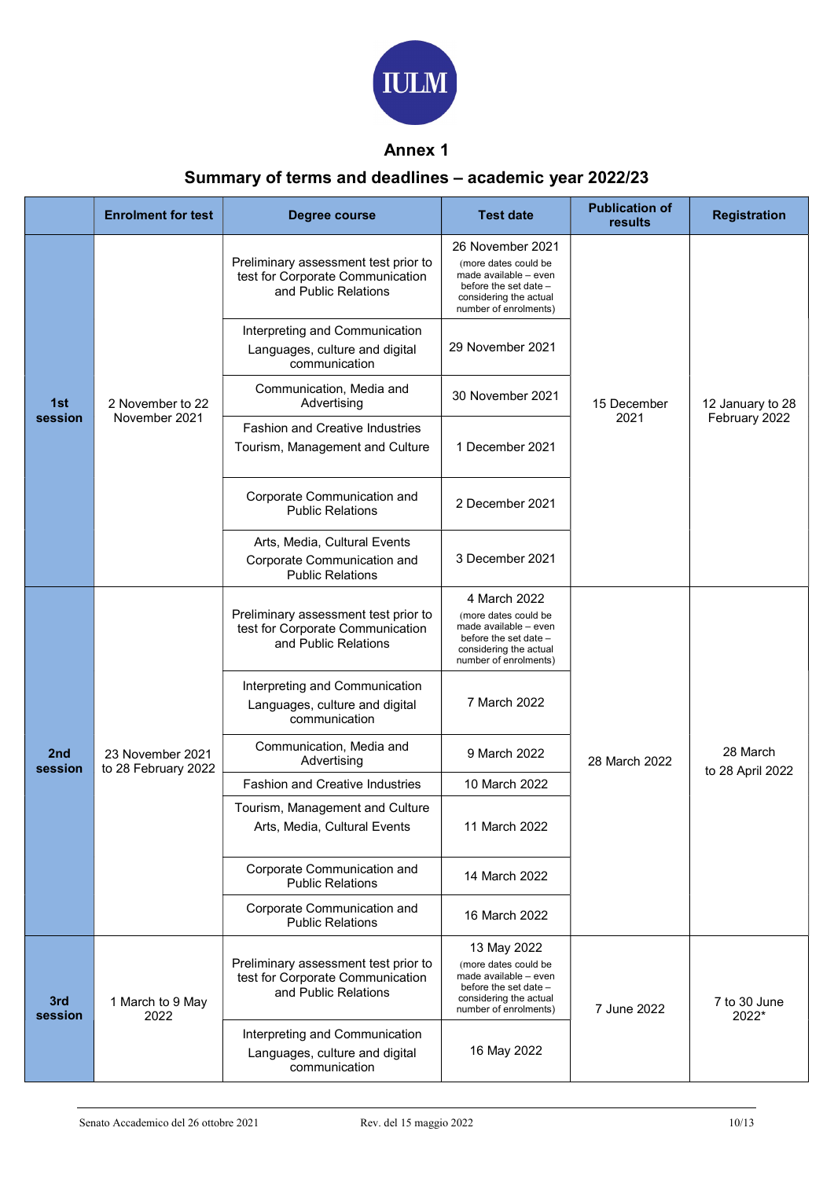IULM

## Annex 1

## Summary of terms and deadlines – academic year 2022/23

| | Enrolment for test | Degree course | Test date | Publication of results | Registration |
|---|---|---|---|---|---|
| **1st session** | 2 November to 22 November 2021 | Preliminary assessment test prior to test for Corporate Communication and Public Relations | 26 November 2021 (more dates could be made available – even before the set date – considering the actual number of enrolments) | 15 December 2021 | 12 January to 28 February 2022 |
| | | Interpreting and Communication<br>Languages, culture and digital communication | 29 November 2021 | | |
| | | Communication, Media and Advertising | 30 November 2021 | | |
| | | Fashion and Creative Industries<br>Tourism, Management and Culture | 1 December 2021 | | |
| | | Corporate Communication and Public Relations | 2 December 2021 | | |
| | | Arts, Media, Cultural Events<br>Corporate Communication and Public Relations | 3 December 2021 | | |
| **2nd session** | 23 November 2021 to 28 February 2022 | Preliminary assessment test prior to test for Corporate Communication and Public Relations | 4 March 2022 (more dates could be made available – even before the set date – considering the actual number of enrolments) | 28 March 2022 | 28 March to 28 April 2022 |
| | | Interpreting and Communication<br>Languages, culture and digital communication | 7 March 2022 | | |
| | | Communication, Media and Advertising | 9 March 2022 | | |
| | | Fashion and Creative Industries | 10 March 2022 | | |
| | | Tourism, Management and Culture<br>Arts, Media, Cultural Events | 11 March 2022 | | |
| | | Corporate Communication and Public Relations | 14 March 2022 | | |
| | | Corporate Communication and Public Relations | 16 March 2022 | | |
| **3rd session** | 1 March to 9 May 2022 | Preliminary assessment test prior to test for Corporate Communication and Public Relations | 13 May 2022 (more dates could be made available – even before the set date – considering the actual number of enrolments) | 7 June 2022 | 7 to 30 June 2022* |
| | | Interpreting and Communication<br>Languages, culture and digital communication | 16 May 2022 | | |

Senato Accademico del 26 ottobre 2021 Rev. del 15 maggio 2022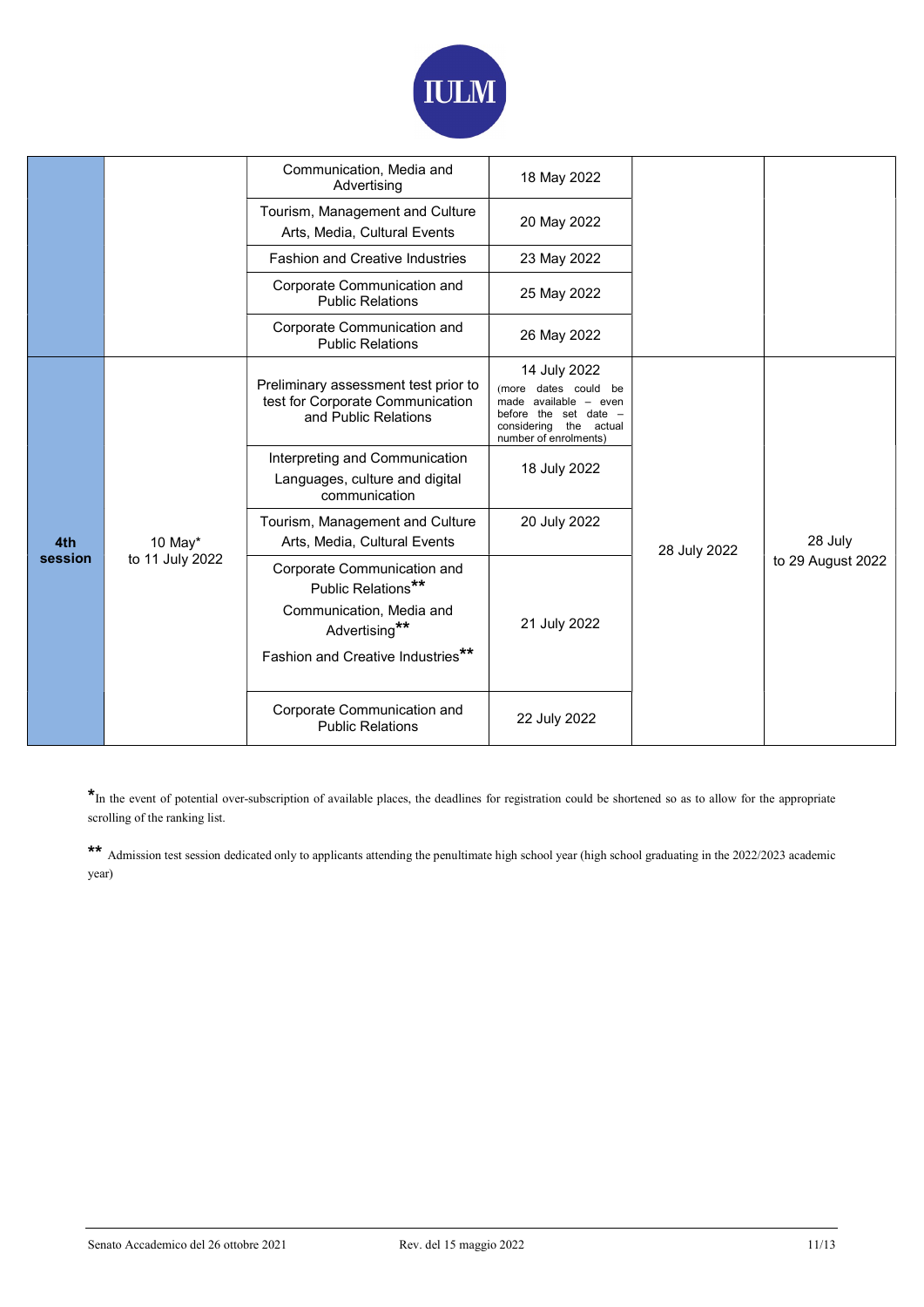| | | | | | |
|---|---|---|---|---|---|
| | | Communication, Media and Advertising | 18 May 2022 | | |
| | | Tourism, Management and Culture<br>Arts, Media, Cultural Events | 20 May 2022 | | |
| | | Fashion and Creative Industries | 23 May 2022 | | |
| | | Corporate Communication and Public Relations | 25 May 2022 | | |
| | | Corporate Communication and Public Relations | 26 May 2022 | | |
| **4th session** | 10 May* to 11 July 2022 | Preliminary assessment test prior to test for Corporate Communication and Public Relations | 14 July 2022 (more dates could be made available – even before the set date – considering the actual number of enrolments) | 28 July 2022 | 28 July to 29 August 2022 |
| | | Interpreting and Communication<br>Languages, culture and digital communication | 18 July 2022 | | |
| | | Tourism, Management and Culture<br>Arts, Media, Cultural Events | 20 July 2022 | | |
| | | Corporate Communication and Public Relations**<br>Communication, Media and Advertising**<br>Fashion and Creative Industries** | 21 July 2022 | | |
| | | Corporate Communication and Public Relations | 22 July 2022 | | |

*In the event of potential over-subscription of available places, the deadlines for registration could be shortened so as to allow for the appropriate scrolling of the ranking list.

** Admission test session dedicated only to applicants attending the penultimate high school year (high school graduating in the 2022/2023 academic year)

Senato Accademico del 26 ottobre 2021 Rev. del 15 maggio 2022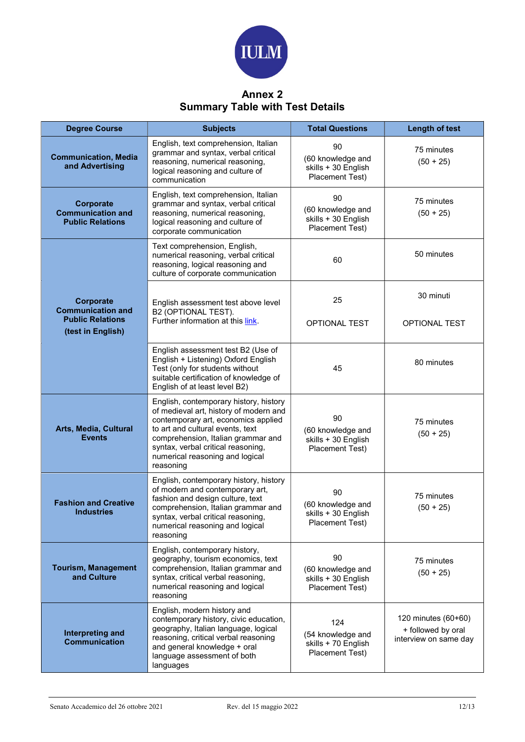## Annex 2
## Summary Table with Test Details

| Degree Course | Subjects | Total Questions | Length of test |
|---|---|---|---|
| **Communication, Media and Advertising** | English, text comprehension, Italian grammar and syntax, verbal critical reasoning, numerical reasoning, logical reasoning and culture of communication | 90 (60 knowledge and skills + 30 English Placement Test) | 75 minutes (50 + 25) |
| **Corporate Communication and Public Relations** | English, text comprehension, Italian grammar and syntax, verbal critical reasoning, numerical reasoning, logical reasoning and culture of corporate communication | 90 (60 knowledge and skills + 30 English Placement Test) | 75 minutes (50 + 25) |
| **Corporate Communication and Public Relations (test in English)** | Text comprehension, English, numerical reasoning, verbal critical reasoning, logical reasoning and culture of corporate communication | 60 | 50 minutes |
| | English assessment test above level B2 (OPTIONAL TEST). Further information at this [link](). | 25 OPTIONAL TEST | 30 minuti OPTIONAL TEST |
| | English assessment test B2 (Use of English + Listening) Oxford English Test (only for students without suitable certification of knowledge of English of at least level B2) | 45 | 80 minutes |
| **Arts, Media, Cultural Events** | English, contemporary history, history of medieval art, history of modern and contemporary art, economics applied to art and cultural events, text comprehension, Italian grammar and syntax, verbal critical reasoning, numerical reasoning and logical reasoning | 90 (60 knowledge and skills + 30 English Placement Test) | 75 minutes (50 + 25) |
| **Fashion and Creative Industries** | English, contemporary history, history of modern and contemporary art, fashion and design culture, text comprehension, Italian grammar and syntax, verbal critical reasoning, numerical reasoning and logical reasoning | 90 (60 knowledge and skills + 30 English Placement Test) | 75 minutes (50 + 25) |
| **Tourism, Management and Culture** | English, contemporary history, geography, tourism economics, text comprehension, Italian grammar and syntax, critical verbal reasoning, numerical reasoning and logical reasoning | 90 (60 knowledge and skills + 30 English Placement Test) | 75 minutes (50 + 25) |
| **Interpreting and Communication** | English, modern history and contemporary history, civic education, geography, Italian language, logical reasoning, critical verbal reasoning and general knowledge + oral language assessment of both languages | 124 (54 knowledge and skills + 70 English Placement Test) | 120 minutes (60+60) + followed by oral interview on same day |

Senato Accademico del 26 ottobre 2021 — Rev. del 15 maggio 2022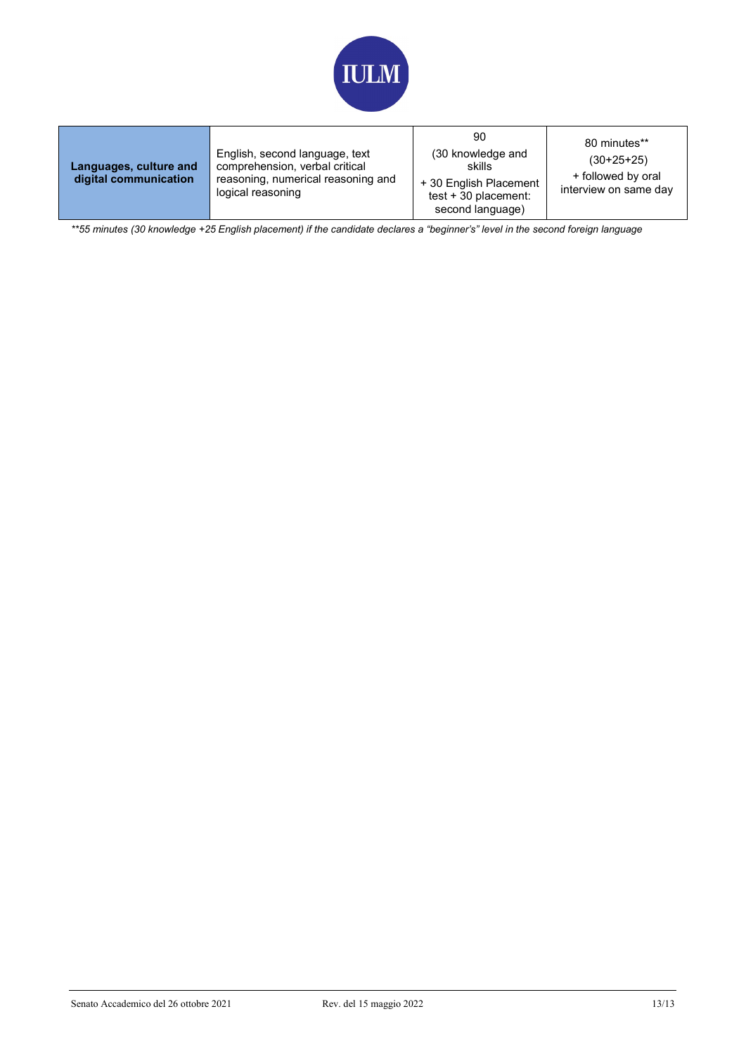| | | | |
|---|---|---|---|
| **Languages, culture and digital communication** | English, second language, text comprehension, verbal critical reasoning, numerical reasoning and logical reasoning | 90 (30 knowledge and skills + 30 English Placement test + 30 placement: second language) | 80 minutes** (30+25+25) + followed by oral interview on same day |

*\*\*55 minutes (30 knowledge +25 English placement) if the candidate declares a “beginner’s” level in the second foreign language*